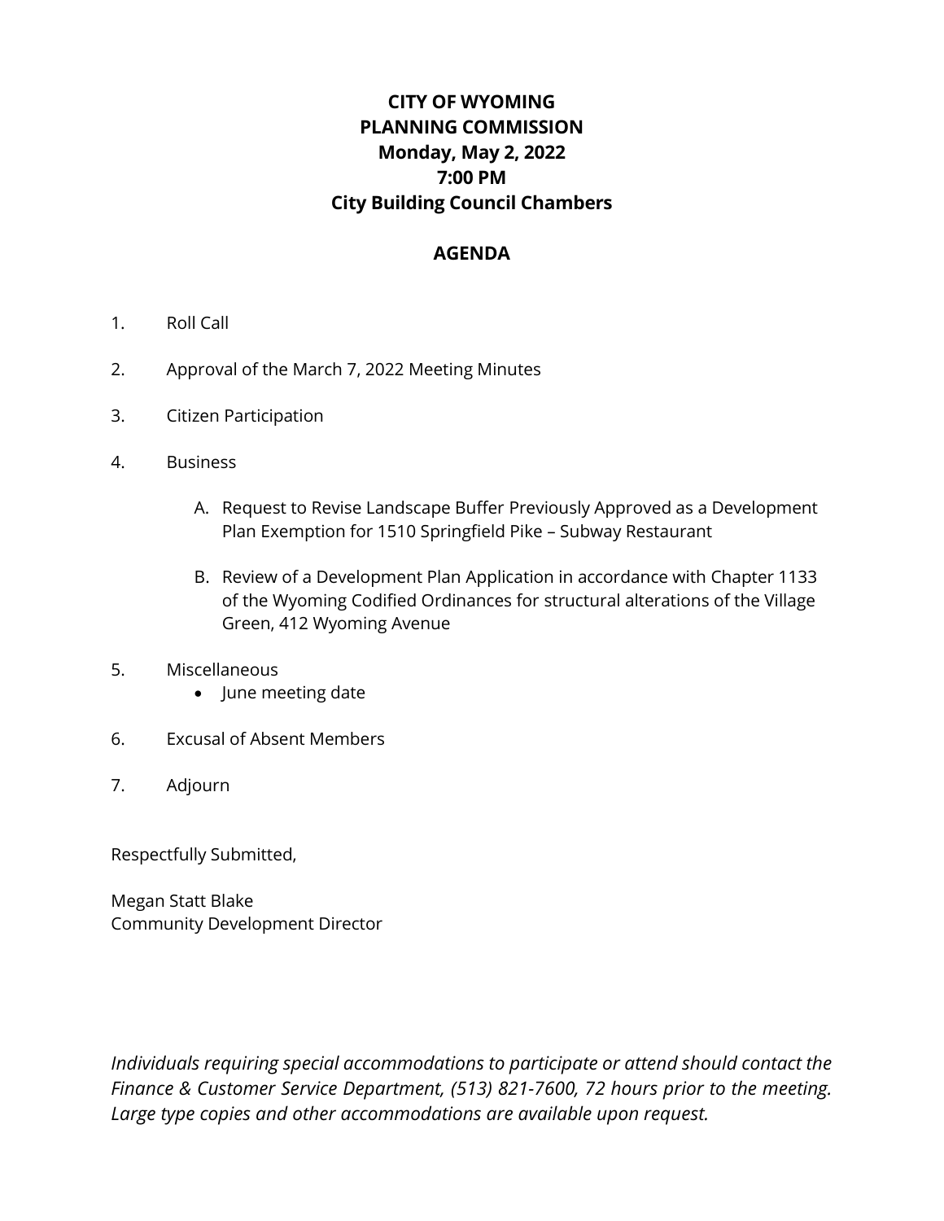# CITY OF WYOMING
# PLANNING COMMISSION
# Monday, May 2, 2022
# 7:00 PM
# City Building Council Chambers

## AGENDA

1. Roll Call

2. Approval of the March 7, 2022 Meeting Minutes

3. Citizen Participation

4. Business

   A. Request to Revise Landscape Buffer Previously Approved as a Development Plan Exemption for 1510 Springfield Pike – Subway Restaurant

   B. Review of a Development Plan Application in accordance with Chapter 1133 of the Wyoming Codified Ordinances for structural alterations of the Village Green, 412 Wyoming Avenue

5. Miscellaneous
   - June meeting date

6. Excusal of Absent Members

7. Adjourn

Respectfully Submitted,

Megan Statt Blake
Community Development Director

*Individuals requiring special accommodations to participate or attend should contact the Finance & Customer Service Department, (513) 821-7600, 72 hours prior to the meeting. Large type copies and other accommodations are available upon request.*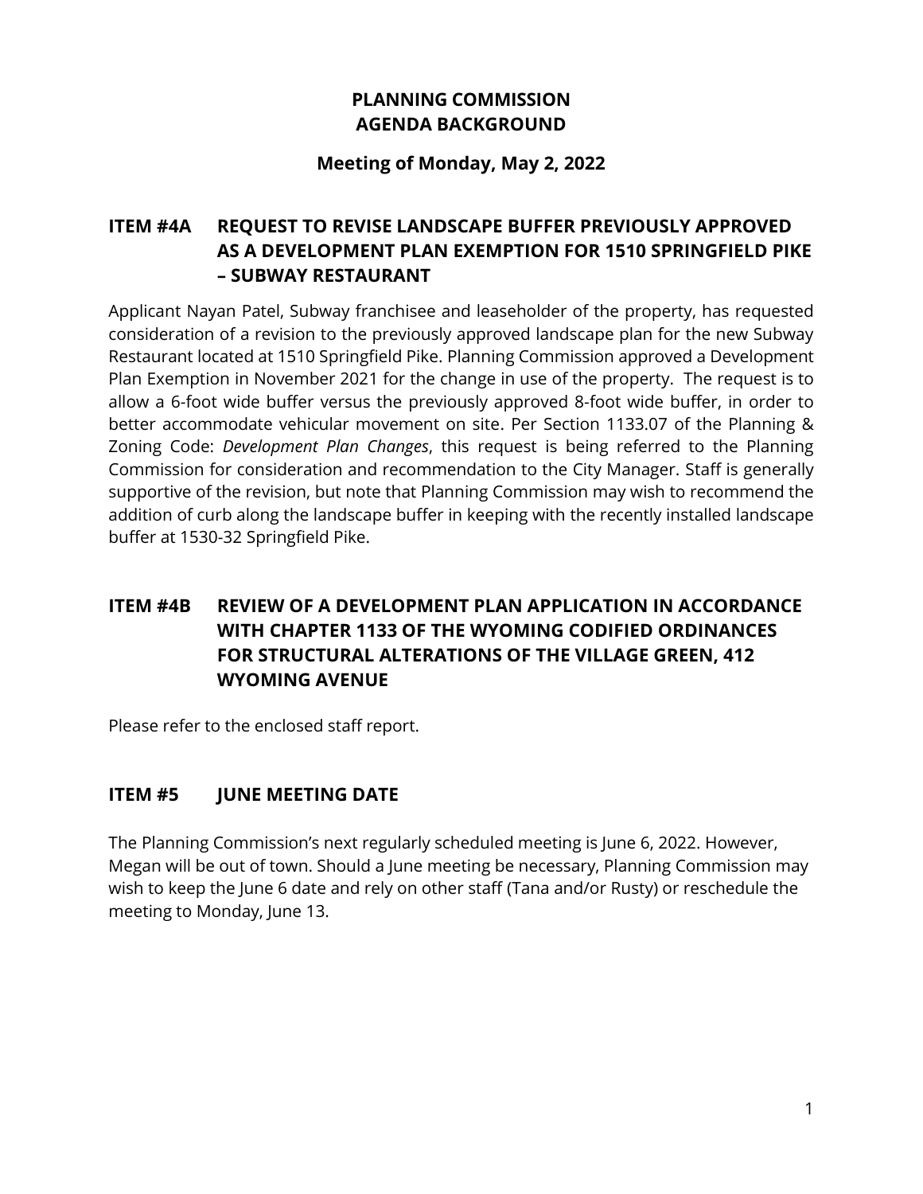# PLANNING COMMISSION
# AGENDA BACKGROUND

## Meeting of Monday, May 2, 2022

## ITEM #4A REQUEST TO REVISE LANDSCAPE BUFFER PREVIOUSLY APPROVED AS A DEVELOPMENT PLAN EXEMPTION FOR 1510 SPRINGFIELD PIKE – SUBWAY RESTAURANT

Applicant Nayan Patel, Subway franchisee and leaseholder of the property, has requested consideration of a revision to the previously approved landscape plan for the new Subway Restaurant located at 1510 Springfield Pike. Planning Commission approved a Development Plan Exemption in November 2021 for the change in use of the property. The request is to allow a 6-foot wide buffer versus the previously approved 8-foot wide buffer, in order to better accommodate vehicular movement on site. Per Section 1133.07 of the Planning & Zoning Code: *Development Plan Changes*, this request is being referred to the Planning Commission for consideration and recommendation to the City Manager. Staff is generally supportive of the revision, but note that Planning Commission may wish to recommend the addition of curb along the landscape buffer in keeping with the recently installed landscape buffer at 1530-32 Springfield Pike.

## ITEM #4B REVIEW OF A DEVELOPMENT PLAN APPLICATION IN ACCORDANCE WITH CHAPTER 1133 OF THE WYOMING CODIFIED ORDINANCES FOR STRUCTURAL ALTERATIONS OF THE VILLAGE GREEN, 412 WYOMING AVENUE

Please refer to the enclosed staff report.

## ITEM #5 JUNE MEETING DATE

The Planning Commission's next regularly scheduled meeting is June 6, 2022. However, Megan will be out of town. Should a June meeting be necessary, Planning Commission may wish to keep the June 6 date and rely on other staff (Tana and/or Rusty) or reschedule the meeting to Monday, June 13.